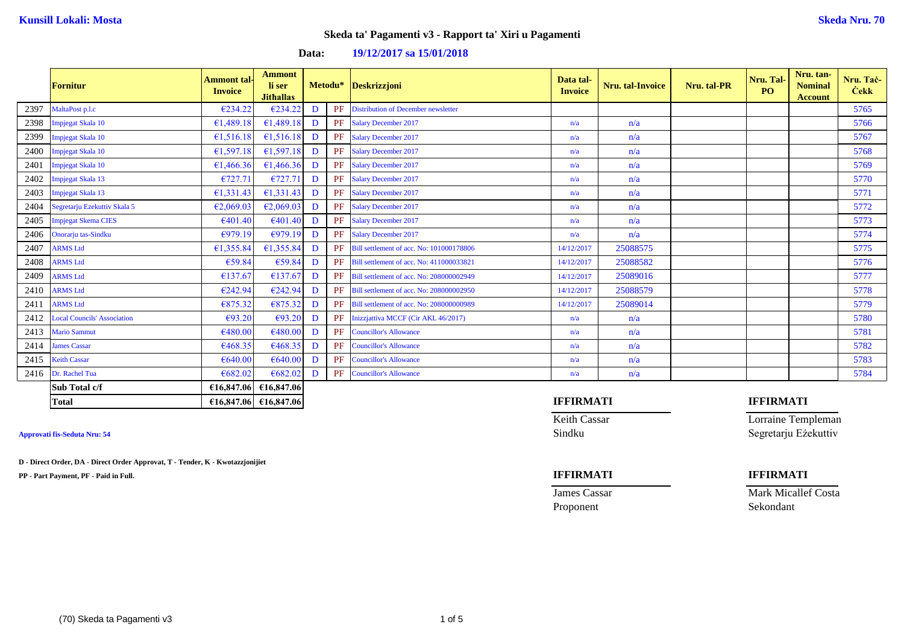**Kunsill Lokali: Mosta** **Skeda Nru. 70**

## Skeda ta' Pagamenti v3 - Rapport ta' Xiri u Pagamenti

**Data:** **19/12/2017 sa 15/01/2018**

| | Fornitur | Ammont tal-Invoice | Ammont li ser Jitħallas | Metodu* | | Deskrizzjoni | Data tal-Invoice | Nru. tal-Invoice | Nru. tal-PR | Nru. Tal-PO | Nru. tan-Nominal Account | Nru. Taċ-Ċekk |
|---|---|---|---|---|---|---|---|---|---|---|---|---|
| 2397 | MaltaPost p.l.c | €234.22 | €234.22 | D | PF | Distribution of December newsletter | | | | | | 5765 |
| 2398 | Impjegat Skala 10 | €1,489.18 | €1,489.18 | D | PF | Salary December 2017 | n/a | n/a | | | | 5766 |
| 2399 | Impjegat Skala 10 | €1,516.18 | €1,516.18 | D | PF | Salary December 2017 | n/a | n/a | | | | 5767 |
| 2400 | Impjegat Skala 10 | €1,597.18 | €1,597.18 | D | PF | Salary December 2017 | n/a | n/a | | | | 5768 |
| 2401 | Impjegat Skala 10 | €1,466.36 | €1,466.36 | D | PF | Salary December 2017 | n/a | n/a | | | | 5769 |
| 2402 | Impjegat Skala 13 | €727.71 | €727.71 | D | PF | Salary December 2017 | n/a | n/a | | | | 5770 |
| 2403 | Impjegat Skala 13 | €1,331.43 | €1,331.43 | D | PF | Salary December 2017 | n/a | n/a | | | | 5771 |
| 2404 | Segretarju Ezekuttiv Skala 5 | €2,069.03 | €2,069.03 | D | PF | Salary December 2017 | n/a | n/a | | | | 5772 |
| 2405 | Impjegat Skema CIES | €401.40 | €401.40 | D | PF | Salary December 2017 | n/a | n/a | | | | 5773 |
| 2406 | Onorarju tas-Sindku | €979.19 | €979.19 | D | PF | Salary December 2017 | n/a | n/a | | | | 5774 |
| 2407 | ARMS Ltd | €1,355.84 | €1,355.84 | D | PF | Bill settlement of acc. No: 101000178806 | 14/12/2017 | 25088575 | | | | 5775 |
| 2408 | ARMS Ltd | €59.84 | €59.84 | D | PF | Bill settlement of acc. No: 411000033821 | 14/12/2017 | 25088582 | | | | 5776 |
| 2409 | ARMS Ltd | €137.67 | €137.67 | D | PF | Bill settlement of acc. No: 208000002949 | 14/12/2017 | 25089016 | | | | 5777 |
| 2410 | ARMS Ltd | €242.94 | €242.94 | D | PF | Bill settlement of acc. No: 208000002950 | 14/12/2017 | 25088579 | | | | 5778 |
| 2411 | ARMS Ltd | €875.32 | €875.32 | D | PF | Bill settlement of acc. No: 208000000989 | 14/12/2017 | 25089014 | | | | 5779 |
| 2412 | Local Councils' Association | €93.20 | €93.20 | D | PF | Inizzjattiva MCCF (Cir AKL 46/2017) | n/a | n/a | | | | 5780 |
| 2413 | Mario Sammut | €480.00 | €480.00 | D | PF | Councillor's Allowance | n/a | n/a | | | | 5781 |
| 2414 | James Cassar | €468.35 | €468.35 | D | PF | Councillor's Allowance | n/a | n/a | | | | 5782 |
| 2415 | Keith Cassar | €640.00 | €640.00 | D | PF | Councillor's Allowance | n/a | n/a | | | | 5783 |
| 2416 | Dr. Rachel Tua | €682.02 | €682.02 | D | PF | Councillor's Allowance | n/a | n/a | | | | 5784 |
| | **Sub Total c/f** | **€16,847.06** | **€16,847.06** | | | | | | | | | |
| | **Total** | **€16,847.06** | **€16,847.06** | | | | | | | | | |

**IFFIRMATI**

Keith Cassar
Sindku

**IFFIRMATI**

Lorraine Templeman
Segretarju Eżekuttiv

**Approvati fis-Seduta Nru: 54**

**IFFIRMATI**

James Cassar
Proponent

**IFFIRMATI**

Mark Micallef Costa
Sekondant

**D - Direct Order, DA - Direct Order Approvat, T - Tender, K - Kwotazzjonijiet**

**PP - Part Payment, PF - Paid in Full.**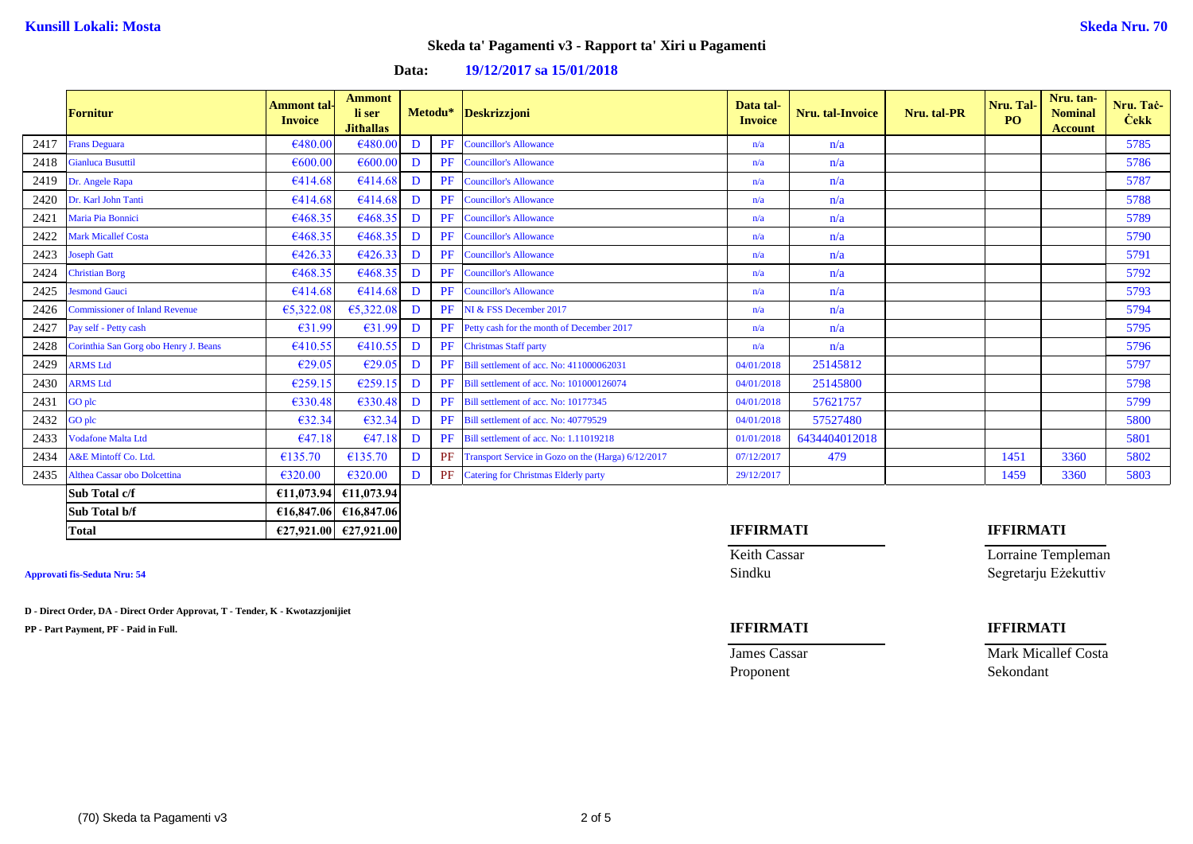**Kunsill Lokali: Mosta** **Skeda Nru. 70**

## Skeda ta' Pagamenti v3 - Rapport ta' Xiri u Pagamenti

**Data:** **19/12/2017 sa 15/01/2018**

| | Fornitur | Ammont tal-Invoice | Ammont li ser Jitħallas | Metodu* | | Deskrizzjoni | Data tal-Invoice | Nru. tal-Invoice | Nru. tal-PR | Nru. Tal-PO | Nru. tan-Nominal Account | Nru. Taċ-Ċekk |
|---|---|---|---|---|---|---|---|---|---|---|---|---|
| 2417 | Frans Deguara | €480.00 | €480.00 | D | PF | Councillor's Allowance | n/a | n/a | | | | 5785 |
| 2418 | Gianluca Busuttil | €600.00 | €600.00 | D | PF | Councillor's Allowance | n/a | n/a | | | | 5786 |
| 2419 | Dr. Angele Rapa | €414.68 | €414.68 | D | PF | Councillor's Allowance | n/a | n/a | | | | 5787 |
| 2420 | Dr. Karl John Tanti | €414.68 | €414.68 | D | PF | Councillor's Allowance | n/a | n/a | | | | 5788 |
| 2421 | Maria Pia Bonnici | €468.35 | €468.35 | D | PF | Councillor's Allowance | n/a | n/a | | | | 5789 |
| 2422 | Mark Micallef Costa | €468.35 | €468.35 | D | PF | Councillor's Allowance | n/a | n/a | | | | 5790 |
| 2423 | Joseph Gatt | €426.33 | €426.33 | D | PF | Councillor's Allowance | n/a | n/a | | | | 5791 |
| 2424 | Christian Borg | €468.35 | €468.35 | D | PF | Councillor's Allowance | n/a | n/a | | | | 5792 |
| 2425 | Jesmond Gauci | €414.68 | €414.68 | D | PF | Councillor's Allowance | n/a | n/a | | | | 5793 |
| 2426 | Commissioner of Inland Revenue | €5,322.08 | €5,322.08 | D | PF | NI & FSS December 2017 | n/a | n/a | | | | 5794 |
| 2427 | Pay self - Petty cash | €31.99 | €31.99 | D | PF | Petty cash for the month of December 2017 | n/a | n/a | | | | 5795 |
| 2428 | Corinthia San Gorg obo Henry J. Beans | €410.55 | €410.55 | D | PF | Christmas Staff party | n/a | n/a | | | | 5796 |
| 2429 | ARMS Ltd | €29.05 | €29.05 | D | PF | Bill settlement of acc. No: 411000062031 | 04/01/2018 | 25145812 | | | | 5797 |
| 2430 | ARMS Ltd | €259.15 | €259.15 | D | PF | Bill settlement of acc. No: 101000126074 | 04/01/2018 | 25145800 | | | | 5798 |
| 2431 | GO plc | €330.48 | €330.48 | D | PF | Bill settlement of acc. No: 10177345 | 04/01/2018 | 57621757 | | | | 5799 |
| 2432 | GO plc | €32.34 | €32.34 | D | PF | Bill settlement of acc. No: 40779529 | 04/01/2018 | 57527480 | | | | 5800 |
| 2433 | Vodafone Malta Ltd | €47.18 | €47.18 | D | PF | Bill settlement of acc. No: 1.11019218 | 01/01/2018 | 6434404012018 | | | | 5801 |
| 2434 | A&E Mintoff Co. Ltd. | €135.70 | €135.70 | D | PF | Transport Service in Gozo on the (Harga) 6/12/2017 | 07/12/2017 | 479 | | 1451 | 3360 | 5802 |
| 2435 | Althea Cassar obo Dolcettina | €320.00 | €320.00 | D | PF | Catering for Christmas Elderly party | 29/12/2017 | | | 1459 | 3360 | 5803 |
| | **Sub Total c/f** | **€11,073.94** | **€11,073.94** | | | | | | | | | |
| | **Sub Total b/f** | **€16,847.06** | **€16,847.06** | | | | | | | | | |
| | **Total** | **€27,921.00** | **€27,921.00** | | | | | | | | | |

**Approvati fis-Seduta Nru: 54**

**D - Direct Order, DA - Direct Order Approvat, T - Tender, K - Kwotazzjonijiet**

**PP - Part Payment, PF - Paid in Full.**

| **IFFIRMATI** | **IFFIRMATI** |
|---|---|
| Keith Cassar | Lorraine Templeman |
| Sindku | Segretarju Eżekuttiv |

| **IFFIRMATI** | **IFFIRMATI** |
|---|---|
| James Cassar | Mark Micallef Costa |
| Proponent | Sekondant |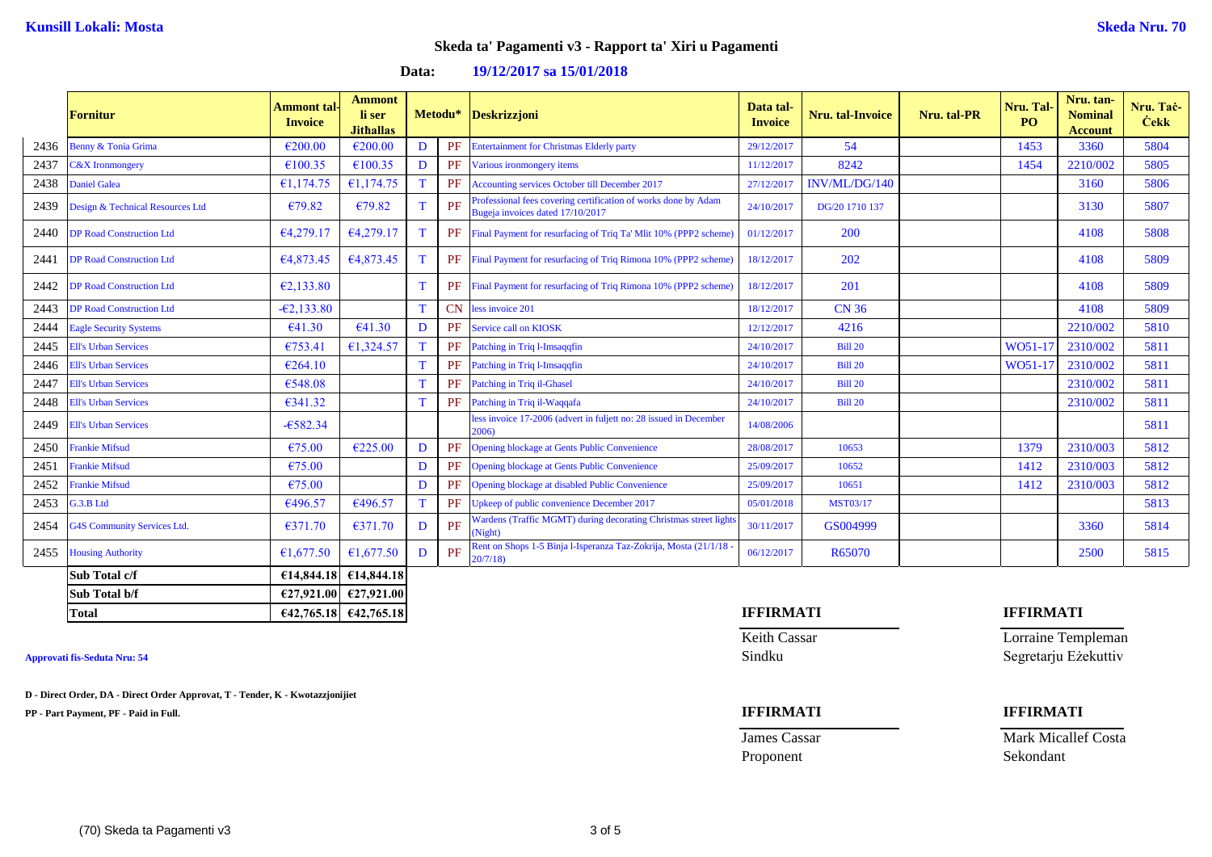**Kunsill Lokali: Mosta** **Skeda Nru. 70**

## Skeda ta' Pagamenti v3 - Rapport ta' Xiri u Pagamenti

**Data: 19/12/2017 sa 15/01/2018**

| | Fornitur | Ammont tal-Invoice | Ammont li ser Jitħallas | Metodu* | | Deskrizzjoni | Data tal-Invoice | Nru. tal-Invoice | Nru. tal-PR | Nru. Tal-PO | Nru. tan-Nominal Account | Nru. Taċ-Ċekk |
|---|---|---|---|---|---|---|---|---|---|---|---|---|
| 2436 | Benny & Tonia Grima | €200.00 | €200.00 | D | PF | Entertainment for Christmas Elderly party | 29/12/2017 | 54 | | 1453 | 3360 | 5804 |
| 2437 | C&X Ironmongery | €100.35 | €100.35 | D | PF | Various ironmongery items | 11/12/2017 | 8242 | | 1454 | 2210/002 | 5805 |
| 2438 | Daniel Galea | €1,174.75 | €1,174.75 | T | PF | Accounting services October till December 2017 | 27/12/2017 | INV/ML/DG/140 | | | 3160 | 5806 |
| 2439 | Design & Technical Resources Ltd | €79.82 | €79.82 | T | PF | Professional fees covering certification of works done by Adam Bugeja invoices dated 17/10/2017 | 24/10/2017 | DG/20 1710 137 | | | 3130 | 5807 |
| 2440 | DP Road Construction Ltd | €4,279.17 | €4,279.17 | T | PF | Final Payment for resurfacing of Triq Ta' Mlit 10% (PPP2 scheme) | 01/12/2017 | 200 | | | 4108 | 5808 |
| 2441 | DP Road Construction Ltd | €4,873.45 | €4,873.45 | T | PF | Final Payment for resurfacing of Triq Rimona 10% (PPP2 scheme) | 18/12/2017 | 202 | | | 4108 | 5809 |
| 2442 | DP Road Construction Ltd | €2,133.80 | | T | PF | Final Payment for resurfacing of Triq Rimona 10% (PPP2 scheme) | 18/12/2017 | 201 | | | 4108 | 5809 |
| 2443 | DP Road Construction Ltd | -€2,133.80 | | T | CN | less invoice 201 | 18/12/2017 | CN 36 | | | 4108 | 5809 |
| 2444 | Eagle Security Systems | €41.30 | €41.30 | D | PF | Service call on KIOSK | 12/12/2017 | 4216 | | | 2210/002 | 5810 |
| 2445 | Ell's Urban Services | €753.41 | €1,324.57 | T | PF | Patching in Triq l-Imsaqqfin | 24/10/2017 | Bill 20 | | WO51-17 | 2310/002 | 5811 |
| 2446 | Ell's Urban Services | €264.10 | | T | PF | Patching in Triq l-Imsaqqfin | 24/10/2017 | Bill 20 | | WO51-17 | 2310/002 | 5811 |
| 2447 | Ell's Urban Services | €548.08 | | T | PF | Patching in Triq il-Ghasel | 24/10/2017 | Bill 20 | | | 2310/002 | 5811 |
| 2448 | Ell's Urban Services | €341.32 | | T | PF | Patching in Triq il-Waqqafa | 24/10/2017 | Bill 20 | | | 2310/002 | 5811 |
| 2449 | Ell's Urban Services | -€582.34 | | | | less invoice 17-2006 (advert in fuljett no: 28 issued in December 2006) | 14/08/2006 | | | | | 5811 |
| 2450 | Frankie Mifsud | €75.00 | €225.00 | D | PF | Opening blockage at Gents Public Convenience | 28/08/2017 | 10653 | | 1379 | 2310/003 | 5812 |
| 2451 | Frankie Mifsud | €75.00 | | D | PF | Opening blockage at Gents Public Convenience | 25/09/2017 | 10652 | | 1412 | 2310/003 | 5812 |
| 2452 | Frankie Mifsud | €75.00 | | D | PF | Opening blockage at disabled Public Convenience | 25/09/2017 | 10651 | | 1412 | 2310/003 | 5812 |
| 2453 | G.3.B Ltd | €496.57 | €496.57 | T | PF | Upkeep of public convenience December 2017 | 05/01/2018 | MST03/17 | | | | 5813 |
| 2454 | G4S Community Services Ltd. | €371.70 | €371.70 | D | PF | Wardens (Traffic MGMT) during decorating Christmas street lights (Night) | 30/11/2017 | GS004999 | | | 3360 | 5814 |
| 2455 | Housing Authority | €1,677.50 | €1,677.50 | D | PF | Rent on Shops 1-5 Binja l-Isperanza Taz-Zokrija, Mosta (21/1/18 - 20/7/18) | 06/12/2017 | R65070 | | | 2500 | 5815 |
| | **Sub Total c/f** | **€14,844.18** | **€14,844.18** | | | | | | | | | |
| | **Sub Total b/f** | **€27,921.00** | **€27,921.00** | | | | | | | | | |
| | **Total** | **€42,765.18** | **€42,765.18** | | | | | | | | | |

**IFFIRMATI**

Keith Cassar
Sindku

**IFFIRMATI**

Lorraine Templeman
Segretarju Eżekuttiv

**Approvati fis-Seduta Nru: 54**

**D - Direct Order, DA - Direct Order Approvat, T - Tender, K - Kwotazzjonijiet**

**PP - Part Payment, PF - Paid in Full.**

**IFFIRMATI**

James Cassar
Proponent

**IFFIRMATI**

Mark Micallef Costa
Sekondant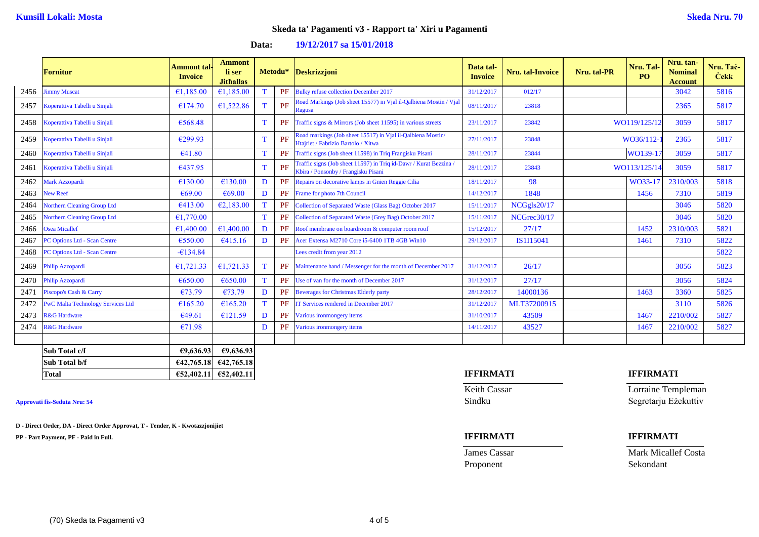**Kunsill Lokali: Mosta**

**Skeda Nru. 70**

## Skeda ta' Pagamenti v3 - Rapport ta' Xiri u Pagamenti

**Data:** **19/12/2017 sa 15/01/2018**

| | Fornitur | Ammont tal-Invoice | Ammont li ser Jitħallas | Metodu* | | Deskrizzjoni | Data tal-Invoice | Nru. tal-Invoice | Nru. tal-PR | Nru. Tal-PO | Nru. tan-Nominal Account | Nru. Taċ-Ċekk |
|---|---|---|---|---|---|---|---|---|---|---|---|---|
| 2456 | Jimmy Muscat | €1,185.00 | €1,185.00 | T | PF | Bulky refuse collection December 2017 | 31/12/2017 | 012/17 | | | 3042 | 5816 |
| 2457 | Koperattiva Tabelli u Sinjali | €174.70 | €1,522.86 | T | PF | Road Markings (Job sheet 15577) in Vjal il-Qalbiena Mostin / Vjal Ragusa | 08/11/2017 | 23818 | | | 2365 | 5817 |
| 2458 | Koperattiva Tabelli u Sinjali | €568.48 | | T | PF | Traffic signs & Mirrors (Job sheet 11595) in various streets | 23/11/2017 | 23842 | | WO119/125/12 | 3059 | 5817 |
| 2459 | Koperattiva Tabelli u Sinjali | €299.93 | | T | PF | Road markings (Job sheet 15517) in Vjal il-Qalbiena Mostin/ Htajriet / Fabrizio Bartolo / Xitwa | 27/11/2017 | 23848 | | WO36/112-1 | 2365 | 5817 |
| 2460 | Koperattiva Tabelli u Sinjali | €41.80 | | T | PF | Traffic signs (Job sheet 11598) in Triq Frangisku Pisani | 28/11/2017 | 23844 | | WO139-17 | 3059 | 5817 |
| 2461 | Koperattiva Tabelli u Sinjali | €437.95 | | T | PF | Traffic signs (Job sheet 11597) in Triq id-Dawr / Kurat Bezzina / Kbira / Ponsonby / Frangisku Pisani | 28/11/2017 | 23843 | | WO113/125/14 | 3059 | 5817 |
| 2462 | Mark Azzopardi | €130.00 | €130.00 | D | PF | Repairs on decorative lamps in Gnien Reggie Cilia | 18/11/2017 | 98 | | WO33-17 | 2310/003 | 5818 |
| 2463 | New Reef | €69.00 | €69.00 | D | PF | Frame for photo 7th Council | 14/12/2017 | 1848 | | 1456 | 7310 | 5819 |
| 2464 | Northern Cleaning Group Ltd | €413.00 | €2,183.00 | T | PF | Collection of Separated Waste (Glass Bag) October 2017 | 15/11/2017 | NCGgls20/17 | | | 3046 | 5820 |
| 2465 | Northern Cleaning Group Ltd | €1,770.00 | | T | PF | Collection of Separated Waste (Grey Bag) October 2017 | 15/11/2017 | NCGrec30/17 | | | 3046 | 5820 |
| 2466 | Osea Micallef | €1,400.00 | €1,400.00 | D | PF | Roof membrane on boardroom & computer room roof | 15/12/2017 | 27/17 | | 1452 | 2310/003 | 5821 |
| 2467 | PC Options Ltd - Scan Centre | €550.00 | €415.16 | D | PF | Acer Extensa M2710 Core i5-6400 1TB 4GB Win10 | 29/12/2017 | IS1I15041 | | 1461 | 7310 | 5822 |
| 2468 | PC Options Ltd - Scan Centre | -€134.84 | | | | Lees credit from year 2012 | | | | | | 5822 |
| 2469 | Philip Azzopardi | €1,721.33 | €1,721.33 | T | PF | Maintenance hand / Messenger for the month of December 2017 | 31/12/2017 | 26/17 | | | 3056 | 5823 |
| 2470 | Philip Azzopardi | €650.00 | €650.00 | T | PF | Use of van for the month of December 2017 | 31/12/2017 | 27/17 | | | 3056 | 5824 |
| 2471 | Piscopo's Cash & Carry | €73.79 | €73.79 | D | PF | Beverages for Christmas Elderly party | 28/12/2017 | 14000136 | | 1463 | 3360 | 5825 |
| 2472 | PwC Malta Technology Services Ltd | €165.20 | €165.20 | T | PF | IT Services rendered in December 2017 | 31/12/2017 | MLT37200915 | | | 3110 | 5826 |
| 2473 | R&G Hardware | €49.61 | €121.59 | D | PF | Various ironmongery items | 31/10/2017 | 43509 | | 1467 | 2210/002 | 5827 |
| 2474 | R&G Hardware | €71.98 | | D | PF | Various ironmongery items | 14/11/2017 | 43527 | | 1467 | 2210/002 | 5827 |
| | **Sub Total c/f** | **€9,636.93** | **€9,636.93** | | | | | | | | | |
| | **Sub Total b/f** | **€42,765.18** | **€42,765.18** | | | | | | | | | |
| | **Total** | **€52,402.11** | **€52,402.11** | | | | | | | | | |

**Approvati fis-Seduta Nru: 54**

**D - Direct Order, DA - Direct Order Approvat, T - Tender, K - Kwotazzjonijiet**

**PP - Part Payment, PF - Paid in Full.**

**IFFIRMATI**
Keith Cassar
Sindku

**IFFIRMATI**
Lorraine Templeman
Segretarju Eżekuttiv

**IFFIRMATI**
James Cassar
Proponent

**IFFIRMATI**
Mark Micallef Costa
Sekondant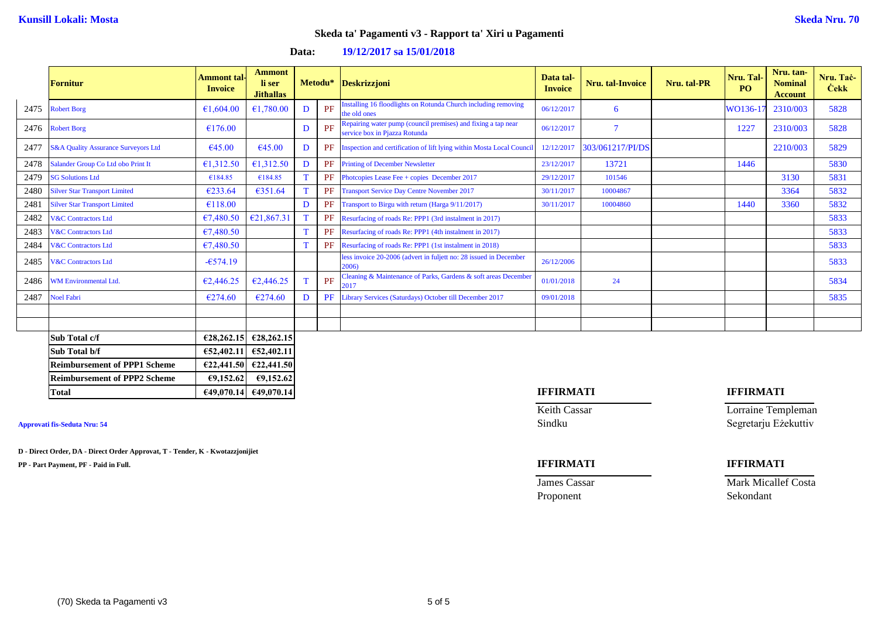**Kunsill Lokali: Mosta** **Skeda Nru. 70**

## Skeda ta' Pagamenti v3 - Rapport ta' Xiri u Pagamenti

**Data:** **19/12/2017 sa 15/01/2018**

| | Fornitur | Ammont tal-Invoice | Ammont li ser Jitħallas | Metodu* | | Deskrizzjoni | Data tal-Invoice | Nru. tal-Invoice | Nru. tal-PR | Nru. Tal-PO | Nru. tan-Nominal Account | Nru. Taċ-Ċekk |
|---|---|---|---|---|---|---|---|---|---|---|---|---|
| 2475 | Robert Borg | €1,604.00 | €1,780.00 | D | PF | Installing 16 floodlights on Rotunda Church including removing the old ones | 06/12/2017 | 6 | | WO136-17 | 2310/003 | 5828 |
| 2476 | Robert Borg | €176.00 | | D | PF | Repairing water pump (council premises) and fixing a tap near service box in Pjazza Rotunda | 06/12/2017 | 7 | | 1227 | 2310/003 | 5828 |
| 2477 | S&A Quality Assurance Surveyors Ltd | €45.00 | €45.00 | D | PF | Inspection and certification of lift lying within Mosta Local Council | 12/12/2017 | 303/061217/PI/DS | | | 2210/003 | 5829 |
| 2478 | Salander Group Co Ltd obo Print It | €1,312.50 | €1,312.50 | D | PF | Printing of December Newsletter | 23/12/2017 | 13721 | | 1446 | | 5830 |
| 2479 | SG Solutions Ltd | €184.85 | €184.85 | T | PF | Photcopies Lease Fee + copies December 2017 | 29/12/2017 | 101546 | | | 3130 | 5831 |
| 2480 | Silver Star Transport Limited | €233.64 | €351.64 | T | PF | Transport Service Day Centre November 2017 | 30/11/2017 | 10004867 | | | 3364 | 5832 |
| 2481 | Silver Star Transport Limited | €118.00 | | D | PF | Transport to Birgu with return (Harga 9/11/2017) | 30/11/2017 | 10004860 | | 1440 | 3360 | 5832 |
| 2482 | V&C Contractors Ltd | €7,480.50 | €21,867.31 | T | PF | Resurfacing of roads Re: PPP1 (3rd instalment in 2017) | | | | | | 5833 |
| 2483 | V&C Contractors Ltd | €7,480.50 | | T | PF | Resurfacing of roads Re: PPP1 (4th instalment in 2017) | | | | | | 5833 |
| 2484 | V&C Contractors Ltd | €7,480.50 | | T | PF | Resurfacing of roads Re: PPP1 (1st instalment in 2018) | | | | | | 5833 |
| 2485 | V&C Contractors Ltd | -€574.19 | | | | less invoice 20-2006 (advert in fuljett no: 28 issued in December 2006) | 26/12/2006 | | | | | 5833 |
| 2486 | WM Environmental Ltd. | €2,446.25 | €2,446.25 | T | PF | Cleaning & Maintenance of Parks, Gardens & soft areas December 2017 | 01/01/2018 | 24 | | | | 5834 |
| 2487 | Noel Fabri | €274.60 | €274.60 | D | PF | Library Services (Saturdays) October till December 2017 | 09/01/2018 | | | | | 5835 |

| | | |
|---|---|---|
| **Sub Total c/f** | **€28,262.15** | **€28,262.15** |
| **Sub Total b/f** | **€52,402.11** | **€52,402.11** |
| **Reimbursement of PPP1 Scheme** | **€22,441.50** | **€22,441.50** |
| **Reimbursement of PPP2 Scheme** | **€9,152.62** | **€9,152.62** |
| **Total** | **€49,070.14** | **€49,070.14** |

**IFFIRMATI**

Keith Cassar
Sindku

**IFFIRMATI**

Lorraine Templeman
Segretarju Eżekuttiv

**Approvati fis-Seduta Nru: 54**

**IFFIRMATI**

James Cassar
Proponent

**IFFIRMATI**

Mark Micallef Costa
Sekondant

**D - Direct Order, DA - Direct Order Approvat, T - Tender, K - Kwotazzjonijiet**

**PP - Part Payment, PF - Paid in Full.**

(70) Skeda ta Pagamenti v3